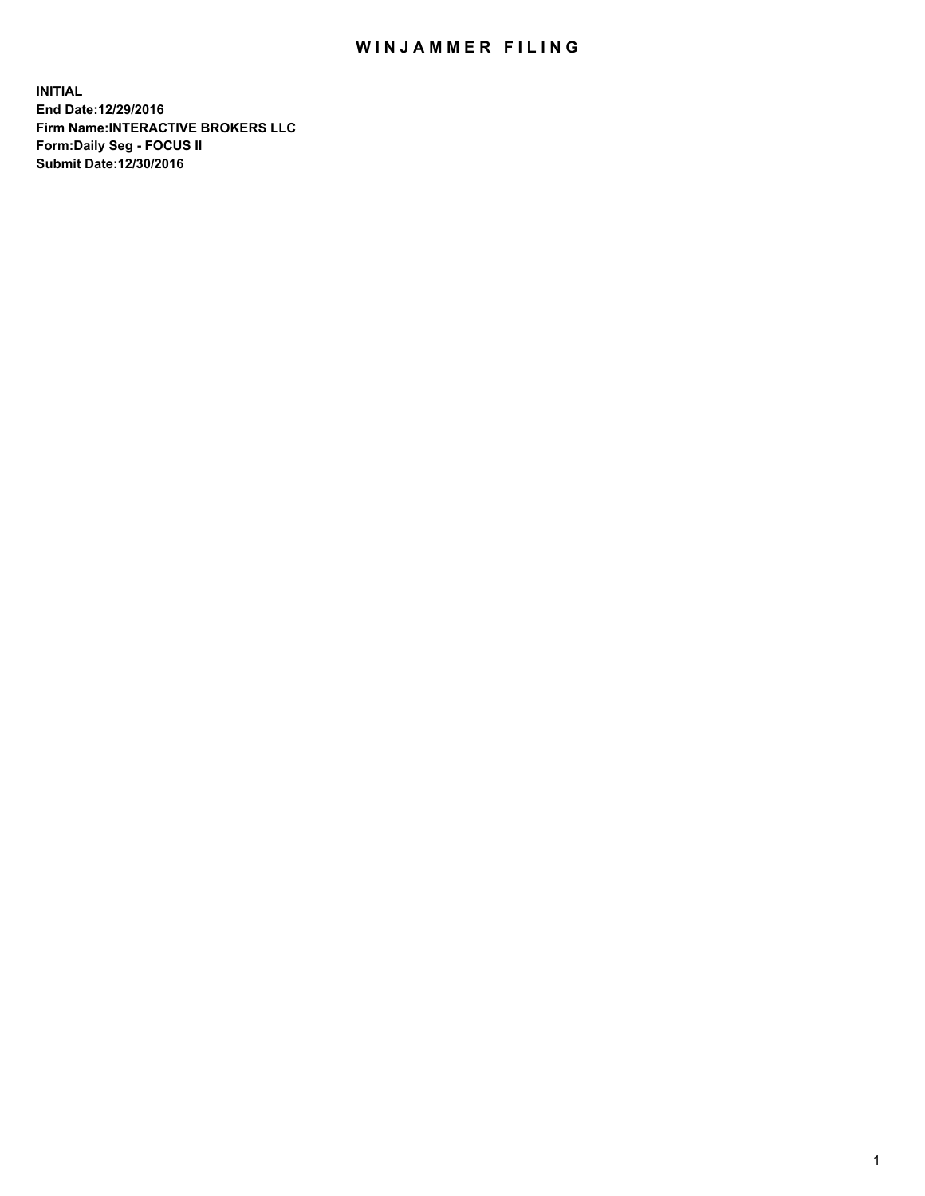# WINJAMMER FILING

**INITIAL**
**End Date:12/29/2016**
**Firm Name:INTERACTIVE BROKERS LLC**
**Form:Daily Seg - FOCUS II**
**Submit Date:12/30/2016**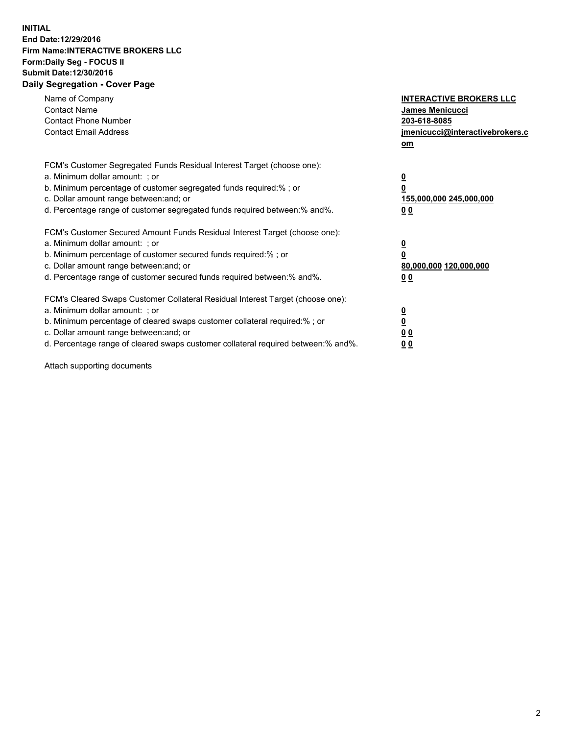**INITIAL**
**End Date:12/29/2016**
**Firm Name:INTERACTIVE BROKERS LLC**
**Form:Daily Seg - FOCUS II**
**Submit Date:12/30/2016**

## Daily Segregation - Cover Page

| | |
|---|---|
| Name of Company | **INTERACTIVE BROKERS LLC** |
| Contact Name | **James Menicucci** |
| Contact Phone Number | **203-618-8085** |
| Contact Email Address | **jmenicucci@interactivebrokers.com** |

| | |
|---|---|
| FCM's Customer Segregated Funds Residual Interest Target (choose one): | |
| a. Minimum dollar amount: ; or | **0** |
| b. Minimum percentage of customer segregated funds required:% ; or | **0** |
| c. Dollar amount range between:and; or | **155,000,000 245,000,000** |
| d. Percentage range of customer segregated funds required between:% and%. | **0 0** |

| | |
|---|---|
| FCM's Customer Secured Amount Funds Residual Interest Target (choose one): | |
| a. Minimum dollar amount: ; or | **0** |
| b. Minimum percentage of customer secured funds required:% ; or | **0** |
| c. Dollar amount range between:and; or | **80,000,000 120,000,000** |
| d. Percentage range of customer secured funds required between:% and%. | **0 0** |

| | |
|---|---|
| FCM's Cleared Swaps Customer Collateral Residual Interest Target (choose one): | |
| a. Minimum dollar amount: ; or | **0** |
| b. Minimum percentage of cleared swaps customer collateral required:% ; or | **0** |
| c. Dollar amount range between:and; or | **0 0** |
| d. Percentage range of cleared swaps customer collateral required between:% and%. | **0 0** |

Attach supporting documents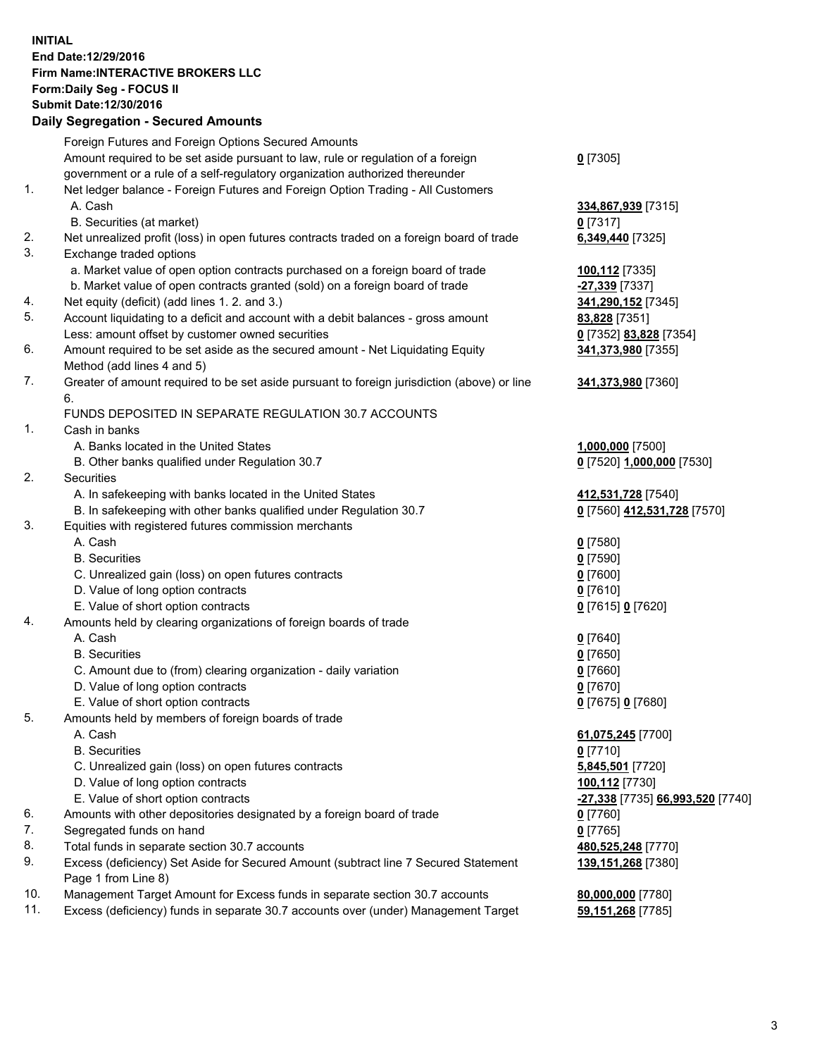**INITIAL**
**End Date:12/29/2016**
**Firm Name:INTERACTIVE BROKERS LLC**
**Form:Daily Seg - FOCUS II**
**Submit Date:12/30/2016**

## Daily Segregation - Secured Amounts

| | | |
|---|---|---|
| | Foreign Futures and Foreign Options Secured Amounts | |
| | Amount required to be set aside pursuant to law, rule or regulation of a foreign government or a rule of a self-regulatory organization authorized thereunder | **0** [7305] |
| 1. | Net ledger balance - Foreign Futures and Foreign Option Trading - All Customers | |
| | A. Cash | **334,867,939** [7315] |
| | B. Securities (at market) | **0** [7317] |
| 2. | Net unrealized profit (loss) in open futures contracts traded on a foreign board of trade | **6,349,440** [7325] |
| 3. | Exchange traded options | |
| | a. Market value of open option contracts purchased on a foreign board of trade | **100,112** [7335] |
| | b. Market value of open contracts granted (sold) on a foreign board of trade | **-27,339** [7337] |
| 4. | Net equity (deficit) (add lines 1. 2. and 3.) | **341,290,152** [7345] |
| 5. | Account liquidating to a deficit and account with a debit balances - gross amount | **83,828** [7351] |
| | Less: amount offset by customer owned securities | **0** [7352] **83,828** [7354] |
| 6. | Amount required to be set aside as the secured amount - Net Liquidating Equity Method (add lines 4 and 5) | **341,373,980** [7355] |
| 7. | Greater of amount required to be set aside pursuant to foreign jurisdiction (above) or line 6. | **341,373,980** [7360] |
| | FUNDS DEPOSITED IN SEPARATE REGULATION 30.7 ACCOUNTS | |
| 1. | Cash in banks | |
| | A. Banks located in the United States | **1,000,000** [7500] |
| | B. Other banks qualified under Regulation 30.7 | **0** [7520] **1,000,000** [7530] |
| 2. | Securities | |
| | A. In safekeeping with banks located in the United States | **412,531,728** [7540] |
| | B. In safekeeping with other banks qualified under Regulation 30.7 | **0** [7560] **412,531,728** [7570] |
| 3. | Equities with registered futures commission merchants | |
| | A. Cash | **0** [7580] |
| | B. Securities | **0** [7590] |
| | C. Unrealized gain (loss) on open futures contracts | **0** [7600] |
| | D. Value of long option contracts | **0** [7610] |
| | E. Value of short option contracts | **0** [7615] **0** [7620] |
| 4. | Amounts held by clearing organizations of foreign boards of trade | |
| | A. Cash | **0** [7640] |
| | B. Securities | **0** [7650] |
| | C. Amount due to (from) clearing organization - daily variation | **0** [7660] |
| | D. Value of long option contracts | **0** [7670] |
| | E. Value of short option contracts | **0** [7675] **0** [7680] |
| 5. | Amounts held by members of foreign boards of trade | |
| | A. Cash | **61,075,245** [7700] |
| | B. Securities | **0** [7710] |
| | C. Unrealized gain (loss) on open futures contracts | **5,845,501** [7720] |
| | D. Value of long option contracts | **100,112** [7730] |
| | E. Value of short option contracts | **-27,338** [7735] **66,993,520** [7740] |
| 6. | Amounts with other depositories designated by a foreign board of trade | **0** [7760] |
| 7. | Segregated funds on hand | **0** [7765] |
| 8. | Total funds in separate section 30.7 accounts | **480,525,248** [7770] |
| 9. | Excess (deficiency) Set Aside for Secured Amount (subtract line 7 Secured Statement Page 1 from Line 8) | **139,151,268** [7380] |
| 10. | Management Target Amount for Excess funds in separate section 30.7 accounts | **80,000,000** [7780] |
| 11. | Excess (deficiency) funds in separate 30.7 accounts over (under) Management Target | **59,151,268** [7785] |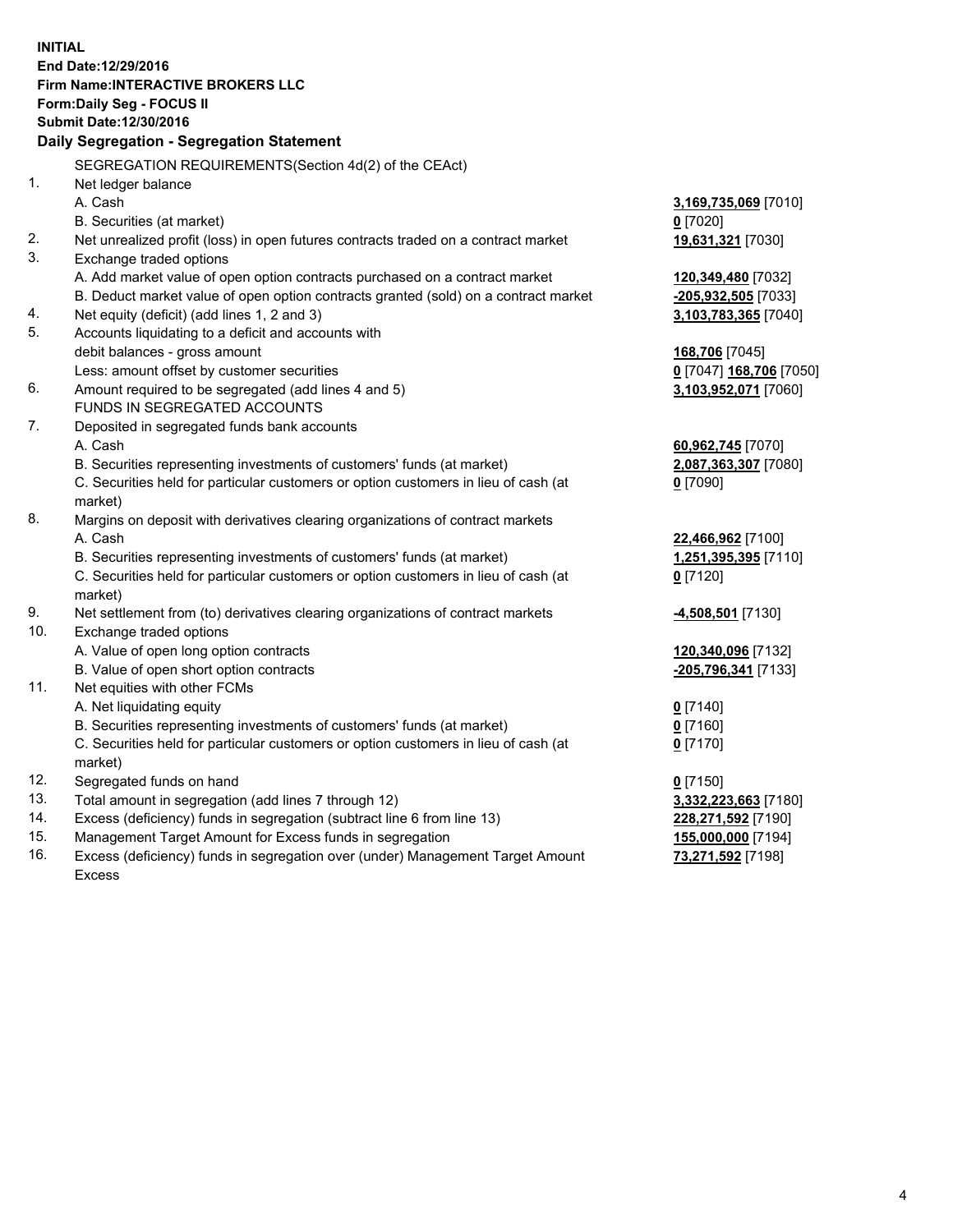**INITIAL**
**End Date:12/29/2016**
**Firm Name:INTERACTIVE BROKERS LLC**
**Form:Daily Seg - FOCUS II**
**Submit Date:12/30/2016**

## Daily Segregation - Segregation Statement

| | | |
|---|---|---|
| | SEGREGATION REQUIREMENTS(Section 4d(2) of the CEAct) | |
| 1. | Net ledger balance | |
| | A. Cash | **3,169,735,069** [7010] |
| | B. Securities (at market) | **0** [7020] |
| 2. | Net unrealized profit (loss) in open futures contracts traded on a contract market | **19,631,321** [7030] |
| 3. | Exchange traded options | |
| | A. Add market value of open option contracts purchased on a contract market | **120,349,480** [7032] |
| | B. Deduct market value of open option contracts granted (sold) on a contract market | **-205,932,505** [7033] |
| 4. | Net equity (deficit) (add lines 1, 2 and 3) | **3,103,783,365** [7040] |
| 5. | Accounts liquidating to a deficit and accounts with | |
| | debit balances - gross amount | **168,706** [7045] |
| | Less: amount offset by customer securities | **0** [7047] **168,706** [7050] |
| 6. | Amount required to be segregated (add lines 4 and 5) | **3,103,952,071** [7060] |
| | FUNDS IN SEGREGATED ACCOUNTS | |
| 7. | Deposited in segregated funds bank accounts | |
| | A. Cash | **60,962,745** [7070] |
| | B. Securities representing investments of customers' funds (at market) | **2,087,363,307** [7080] |
| | C. Securities held for particular customers or option customers in lieu of cash (at market) | **0** [7090] |
| 8. | Margins on deposit with derivatives clearing organizations of contract markets | |
| | A. Cash | **22,466,962** [7100] |
| | B. Securities representing investments of customers' funds (at market) | **1,251,395,395** [7110] |
| | C. Securities held for particular customers or option customers in lieu of cash (at market) | **0** [7120] |
| 9. | Net settlement from (to) derivatives clearing organizations of contract markets | **-4,508,501** [7130] |
| 10. | Exchange traded options | |
| | A. Value of open long option contracts | **120,340,096** [7132] |
| | B. Value of open short option contracts | **-205,796,341** [7133] |
| 11. | Net equities with other FCMs | |
| | A. Net liquidating equity | **0** [7140] |
| | B. Securities representing investments of customers' funds (at market) | **0** [7160] |
| | C. Securities held for particular customers or option customers in lieu of cash (at market) | **0** [7170] |
| 12. | Segregated funds on hand | **0** [7150] |
| 13. | Total amount in segregation (add lines 7 through 12) | **3,332,223,663** [7180] |
| 14. | Excess (deficiency) funds in segregation (subtract line 6 from line 13) | **228,271,592** [7190] |
| 15. | Management Target Amount for Excess funds in segregation | **155,000,000** [7194] |
| 16. | Excess (deficiency) funds in segregation over (under) Management Target Amount Excess | **73,271,592** [7198] |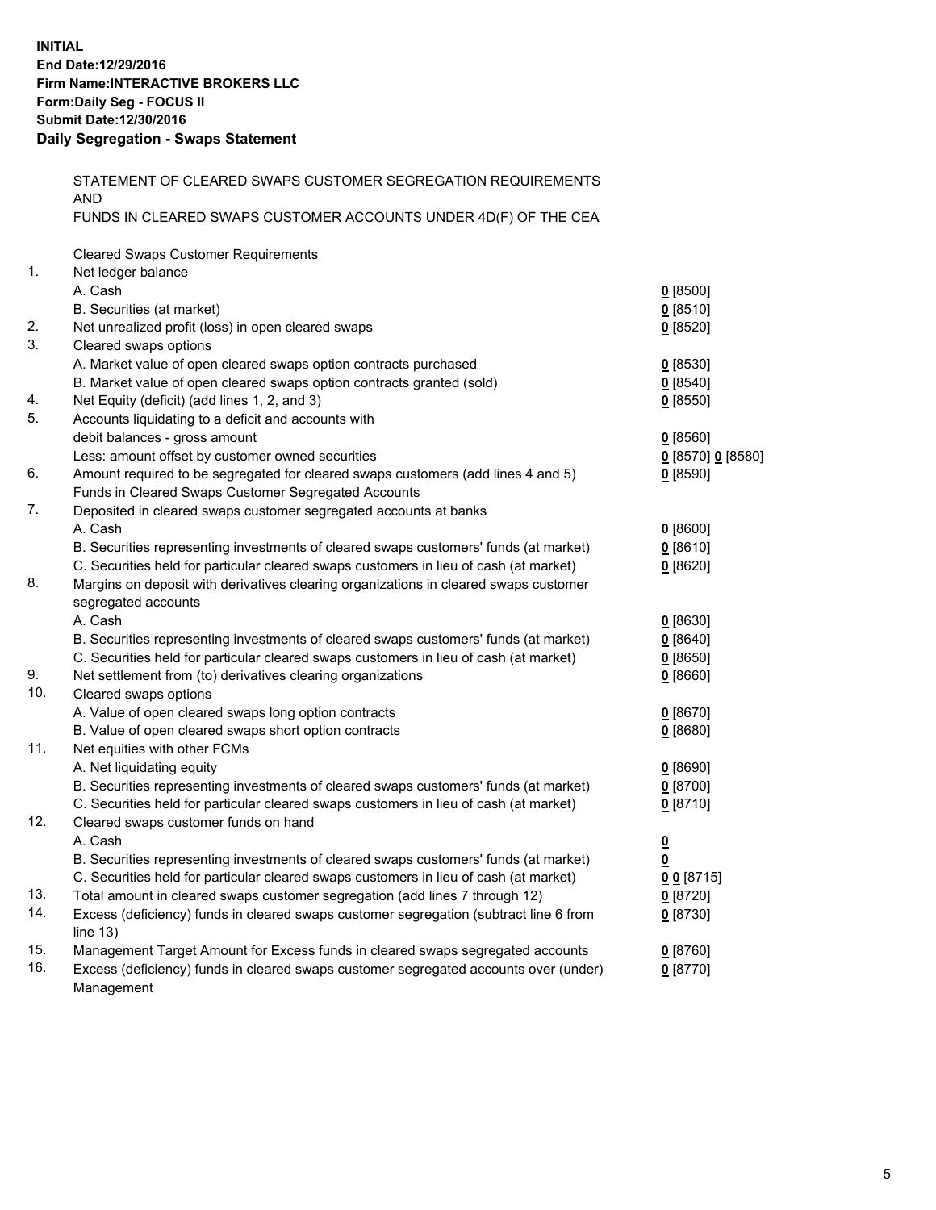**INITIAL**
**End Date:12/29/2016**
**Firm Name:INTERACTIVE BROKERS LLC**
**Form:Daily Seg - FOCUS II**
**Submit Date:12/30/2016**
**Daily Segregation - Swaps Statement**

STATEMENT OF CLEARED SWAPS CUSTOMER SEGREGATION REQUIREMENTS AND FUNDS IN CLEARED SWAPS CUSTOMER ACCOUNTS UNDER 4D(F) OF THE CEA

| | | |
|---|---|---|
| | Cleared Swaps Customer Requirements | |
| 1. | Net ledger balance | |
| | A. Cash | 0 [8500] |
| | B. Securities (at market) | 0 [8510] |
| 2. | Net unrealized profit (loss) in open cleared swaps | 0 [8520] |
| 3. | Cleared swaps options | |
| | A. Market value of open cleared swaps option contracts purchased | 0 [8530] |
| | B. Market value of open cleared swaps option contracts granted (sold) | 0 [8540] |
| 4. | Net Equity (deficit) (add lines 1, 2, and 3) | 0 [8550] |
| 5. | Accounts liquidating to a deficit and accounts with debit balances - gross amount | 0 [8560] |
| | Less: amount offset by customer owned securities | 0 [8570] 0 [8580] |
| 6. | Amount required to be segregated for cleared swaps customers (add lines 4 and 5) | 0 [8590] |
| | Funds in Cleared Swaps Customer Segregated Accounts | |
| 7. | Deposited in cleared swaps customer segregated accounts at banks | |
| | A. Cash | 0 [8600] |
| | B. Securities representing investments of cleared swaps customers' funds (at market) | 0 [8610] |
| | C. Securities held for particular cleared swaps customers in lieu of cash (at market) | 0 [8620] |
| 8. | Margins on deposit with derivatives clearing organizations in cleared swaps customer segregated accounts | |
| | A. Cash | 0 [8630] |
| | B. Securities representing investments of cleared swaps customers' funds (at market) | 0 [8640] |
| | C. Securities held for particular cleared swaps customers in lieu of cash (at market) | 0 [8650] |
| 9. | Net settlement from (to) derivatives clearing organizations | 0 [8660] |
| 10. | Cleared swaps options | |
| | A. Value of open cleared swaps long option contracts | 0 [8670] |
| | B. Value of open cleared swaps short option contracts | 0 [8680] |
| 11. | Net equities with other FCMs | |
| | A. Net liquidating equity | 0 [8690] |
| | B. Securities representing investments of cleared swaps customers' funds (at market) | 0 [8700] |
| | C. Securities held for particular cleared swaps customers in lieu of cash (at market) | 0 [8710] |
| 12. | Cleared swaps customer funds on hand | |
| | A. Cash | 0 |
| | B. Securities representing investments of cleared swaps customers' funds (at market) | 0 |
| | C. Securities held for particular cleared swaps customers in lieu of cash (at market) | 0 0 [8715] |
| 13. | Total amount in cleared swaps customer segregation (add lines 7 through 12) | 0 [8720] |
| 14. | Excess (deficiency) funds in cleared swaps customer segregation (subtract line 6 from line 13) | 0 [8730] |
| 15. | Management Target Amount for Excess funds in cleared swaps segregated accounts | 0 [8760] |
| 16. | Excess (deficiency) funds in cleared swaps customer segregated accounts over (under) Management | 0 [8770] |